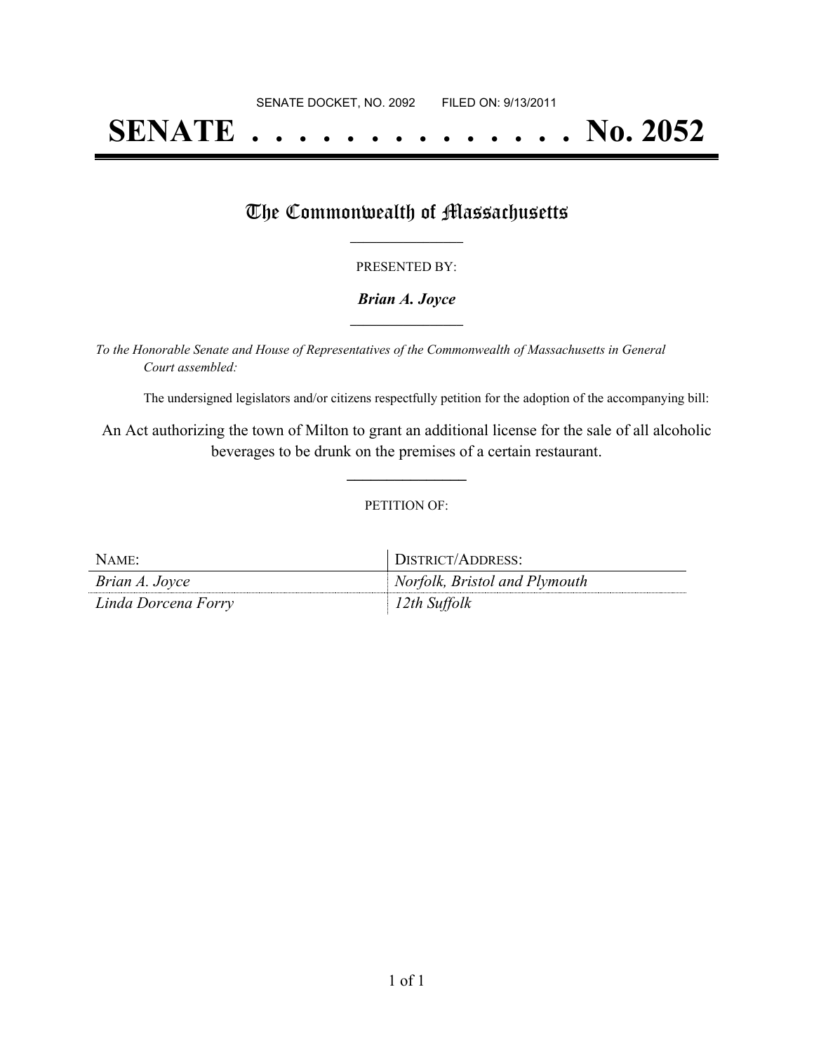SENATE DOCKET, NO. 2092        FILED ON: 9/13/2011

# SENATE . . . . . . . . . . . . . . . No. 2052

## The Commonwealth of Massachusetts

PRESENTED BY:

***Brian A. Joyce***

*To the Honorable Senate and House of Representatives of the Commonwealth of Massachusetts in General Court assembled:*

The undersigned legislators and/or citizens respectfully petition for the adoption of the accompanying bill:

An Act authorizing the town of Milton to grant an additional license for the sale of all alcoholic beverages to be drunk on the premises of a certain restaurant.

PETITION OF:

| NAME: | DISTRICT/ADDRESS: |
|---|---|
| *Brian A. Joyce* | *Norfolk, Bristol and Plymouth* |
| *Linda Dorcena Forry* | *12th Suffolk* |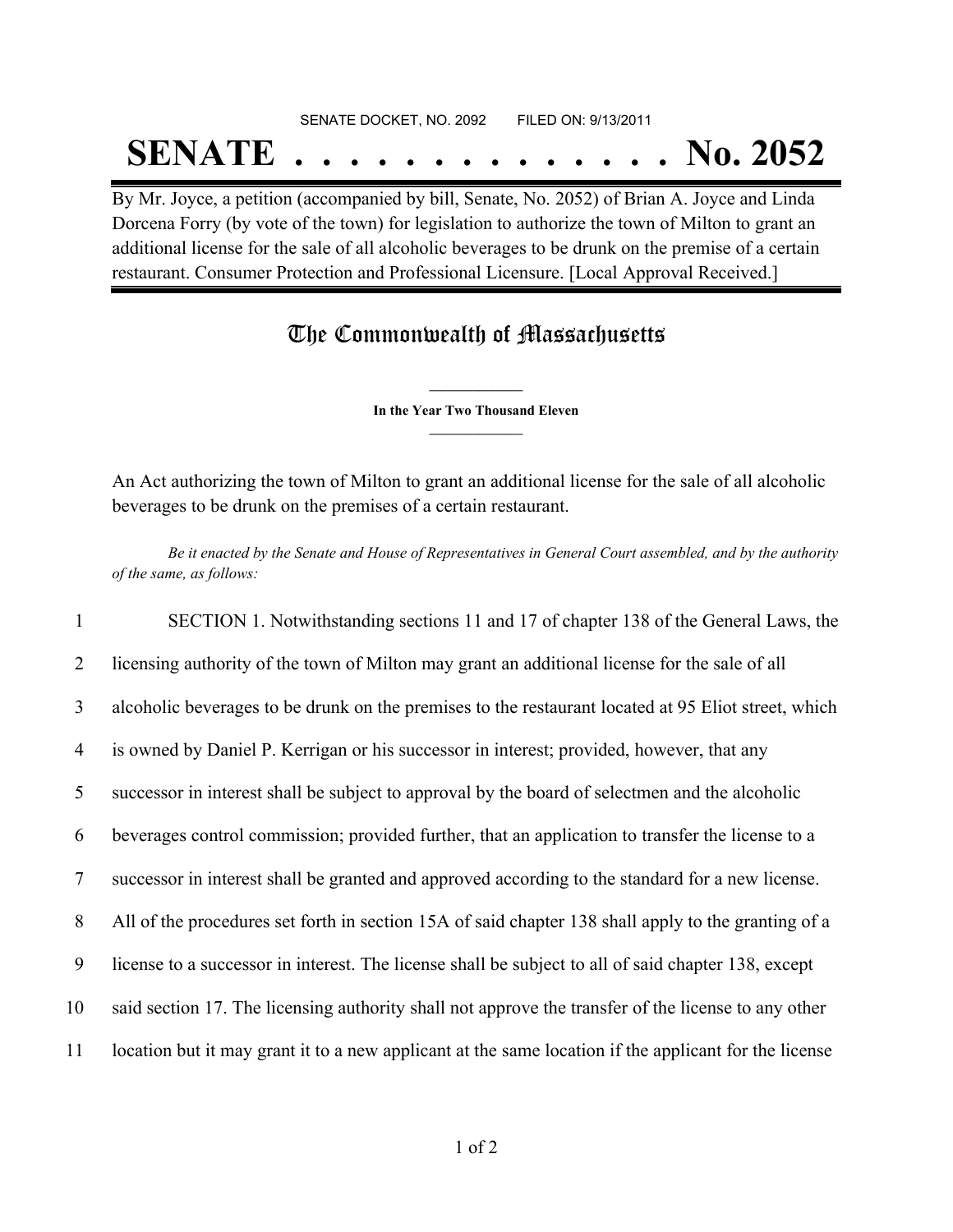SENATE DOCKET, NO. 2092 FILED ON: 9/13/2011

# SENATE . . . . . . . . . . . . . . No. 2052

By Mr. Joyce, a petition (accompanied by bill, Senate, No. 2052) of Brian A. Joyce and Linda Dorcena Forry (by vote of the town) for legislation to authorize the town of Milton to grant an additional license for the sale of all alcoholic beverages to be drunk on the premise of a certain restaurant. Consumer Protection and Professional Licensure. [Local Approval Received.]

## The Commonwealth of Massachusetts

**In the Year Two Thousand Eleven**

An Act authorizing the town of Milton to grant an additional license for the sale of all alcoholic beverages to be drunk on the premises of a certain restaurant.

*Be it enacted by the Senate and House of Representatives in General Court assembled, and by the authority of the same, as follows:*

1 SECTION 1. Notwithstanding sections 11 and 17 of chapter 138 of the General Laws, the
2 licensing authority of the town of Milton may grant an additional license for the sale of all
3 alcoholic beverages to be drunk on the premises to the restaurant located at 95 Eliot street, which
4 is owned by Daniel P. Kerrigan or his successor in interest; provided, however, that any
5 successor in interest shall be subject to approval by the board of selectmen and the alcoholic
6 beverages control commission; provided further, that an application to transfer the license to a
7 successor in interest shall be granted and approved according to the standard for a new license.
8 All of the procedures set forth in section 15A of said chapter 138 shall apply to the granting of a
9 license to a successor in interest. The license shall be subject to all of said chapter 138, except
10 said section 17. The licensing authority shall not approve the transfer of the license to any other
11 location but it may grant it to a new applicant at the same location if the applicant for the license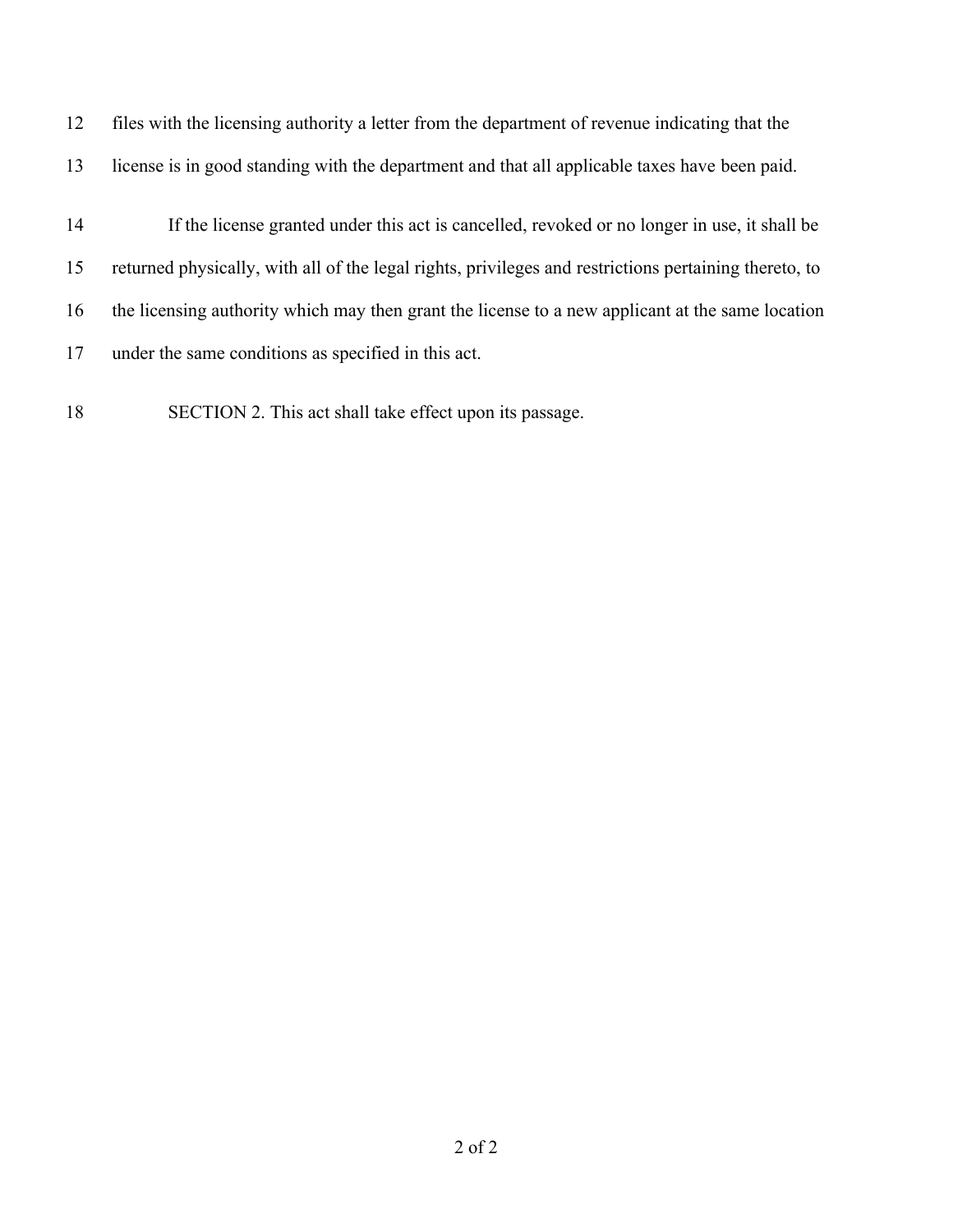files with the licensing authority a letter from the department of revenue indicating that the license is in good standing with the department and that all applicable taxes have been paid.

If the license granted under this act is cancelled, revoked or no longer in use, it shall be returned physically, with all of the legal rights, privileges and restrictions pertaining thereto, to the licensing authority which may then grant the license to a new applicant at the same location under the same conditions as specified in this act.

SECTION 2. This act shall take effect upon its passage.